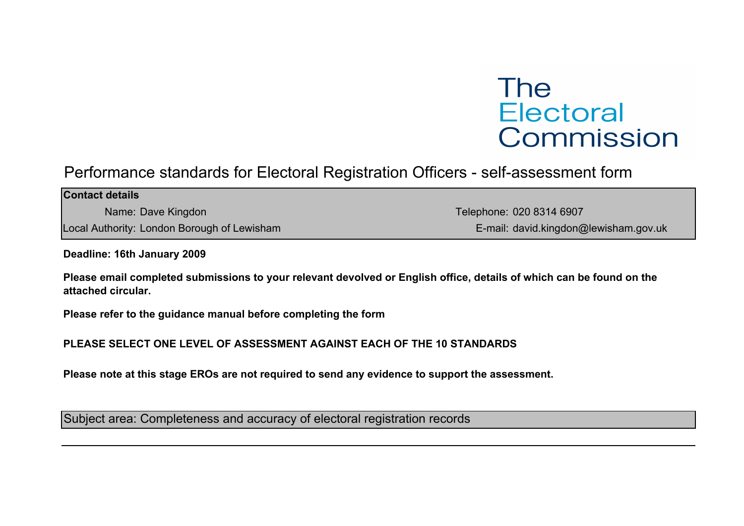The Electoral Commission

# Performance standards for Electoral Registration Officers - self-assessment form

| **Contact details** | |
|---|---|
| Name: Dave Kingdon | Telephone: 020 8314 6907 |
| Local Authority: London Borough of Lewisham | E-mail: david.kingdon@lewisham.gov.uk |

**Deadline: 16th January 2009**

**Please email completed submissions to your relevant devolved or English office, details of which can be found on the attached circular.**

**Please refer to the guidance manual before completing the form**

**PLEASE SELECT ONE LEVEL OF ASSESSMENT AGAINST EACH OF THE 10 STANDARDS**

**Please note at this stage EROs are not required to send any evidence to support the assessment.**

## Subject area: Completeness and accuracy of electoral registration records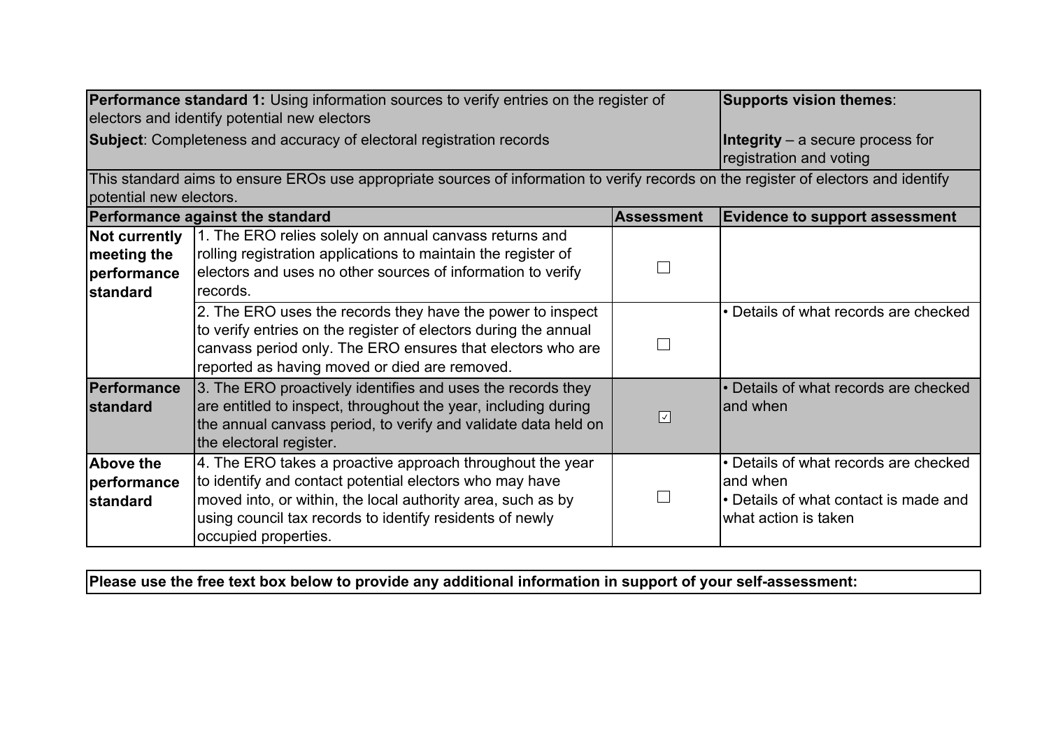| **Performance standard 1:** Using information sources to verify entries on the register of electors and identify potential new electors<br>**Subject**: Completeness and accuracy of electoral registration records | | | **Supports vision themes**:<br>**Integrity** – a secure process for registration and voting |
|---|---|---|---|
| This standard aims to ensure EROs use appropriate sources of information to verify records on the register of electors and identify potential new electors. | | | |
| **Performance against the standard** | | **Assessment** | **Evidence to support assessment** |
| **Not currently meeting the performance standard** | 1. The ERO relies solely on annual canvass returns and rolling registration applications to maintain the register of electors and uses no other sources of information to verify records. | ☐ | |
| | 2. The ERO uses the records they have the power to inspect to verify entries on the register of electors during the annual canvass period only. The ERO ensures that electors who are reported as having moved or died are removed. | ☐ | • Details of what records are checked |
| **Performance standard** | 3. The ERO proactively identifies and uses the records they are entitled to inspect, throughout the year, including during the annual canvass period, to verify and validate data held on the electoral register. | ☑ | • Details of what records are checked and when |
| **Above the performance standard** | 4. The ERO takes a proactive approach throughout the year to identify and contact potential electors who may have moved into, or within, the local authority area, such as by using council tax records to identify residents of newly occupied properties. | ☐ | • Details of what records are checked and when<br>• Details of what contact is made and what action is taken |

**Please use the free text box below to provide any additional information in support of your self-assessment:**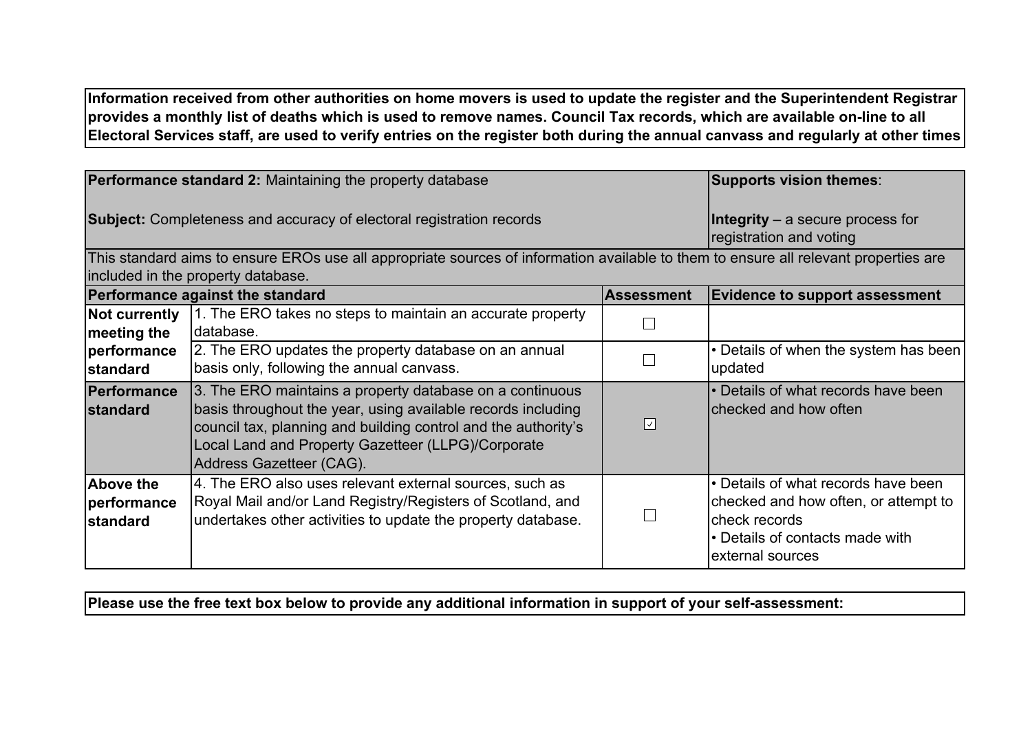**Information received from other authorities on home movers is used to update the register and the Superintendent Registrar provides a monthly list of deaths which is used to remove names. Council Tax records, which are available on-line to all Electoral Services staff, are used to verify entries on the register both during the annual canvass and regularly at other times**

| **Performance standard 2:** Maintaining the property database<br><br>**Subject:** Completeness and accuracy of electoral registration records | | | **Supports vision themes**:<br><br>**Integrity** – a secure process for registration and voting |
|---|---|---|---|
| This standard aims to ensure EROs use all appropriate sources of information available to them to ensure all relevant properties are included in the property database. | | | |
| **Performance against the standard** | | **Assessment** | **Evidence to support assessment** |
| **Not currently meeting the performance standard** | 1. The ERO takes no steps to maintain an accurate property database. | ☐ | |
| | 2. The ERO updates the property database on an annual basis only, following the annual canvass. | ☐ | • Details of when the system has been updated |
| **Performance standard** | 3. The ERO maintains a property database on a continuous basis throughout the year, using available records including council tax, planning and building control and the authority's Local Land and Property Gazetteer (LLPG)/Corporate Address Gazetteer (CAG). | ☑ | • Details of what records have been checked and how often |
| **Above the performance standard** | 4. The ERO also uses relevant external sources, such as Royal Mail and/or Land Registry/Registers of Scotland, and undertakes other activities to update the property database. | ☐ | • Details of what records have been checked and how often, or attempt to check records<br>• Details of contacts made with external sources |

**Please use the free text box below to provide any additional information in support of your self-assessment:**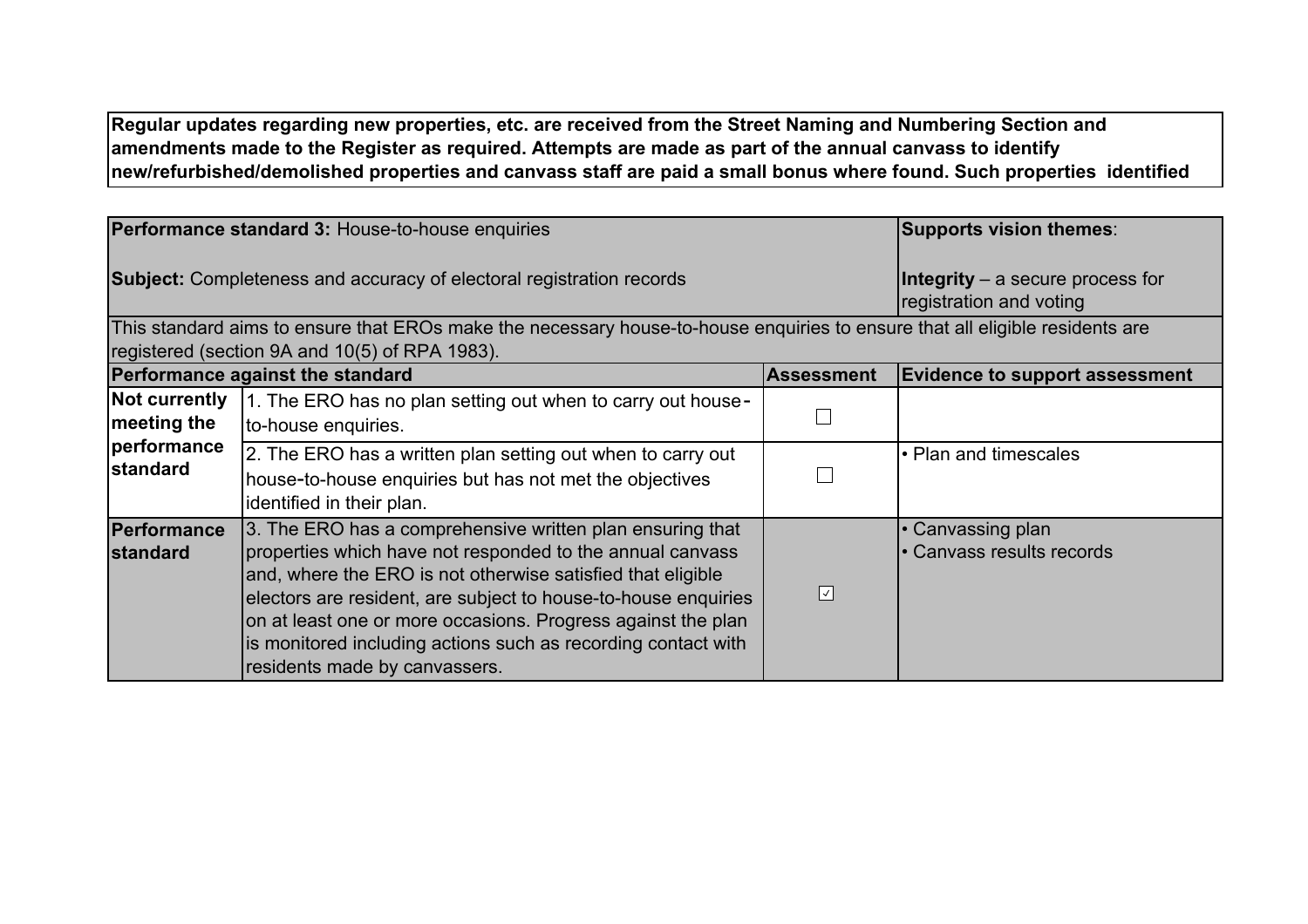**Regular updates regarding new properties, etc. are received from the Street Naming and Numbering Section and amendments made to the Register as required. Attempts are made as part of the annual canvass to identify new/refurbished/demolished properties and canvass staff are paid a small bonus where found. Such properties identified**

| **Performance standard 3:** House-to-house enquiries<br><br>**Subject:** Completeness and accuracy of electoral registration records | | | **Supports vision themes**:<br><br>**Integrity** – a secure process for registration and voting |
|---|---|---|---|
| This standard aims to ensure that EROs make the necessary house-to-house enquiries to ensure that all eligible residents are registered (section 9A and 10(5) of RPA 1983). | | | |
| **Performance against the standard** | | **Assessment** | **Evidence to support assessment** |
| **Not currently meeting the performance standard** | 1. The ERO has no plan setting out when to carry out house-to-house enquiries. | ☐ | |
| | 2. The ERO has a written plan setting out when to carry out house-to-house enquiries but has not met the objectives identified in their plan. | ☐ | • Plan and timescales |
| **Performance standard** | 3. The ERO has a comprehensive written plan ensuring that properties which have not responded to the annual canvass and, where the ERO is not otherwise satisfied that eligible electors are resident, are subject to house-to-house enquiries on at least one or more occasions. Progress against the plan is monitored including actions such as recording contact with residents made by canvassers. | ☑ | • Canvassing plan<br>• Canvass results records |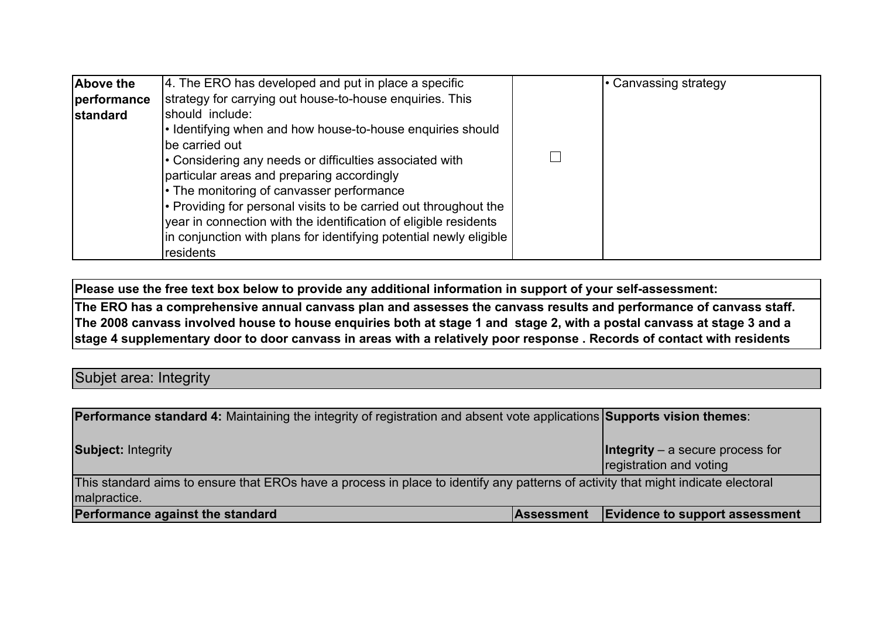| Above the performance standard | 4. The ERO has developed and put in place a specific strategy for carrying out house-to-house enquiries. This should include:<br>• Identifying when and how house-to-house enquiries should be carried out<br>• Considering any needs or difficulties associated with particular areas and preparing accordingly<br>• The monitoring of canvasser performance<br>• Providing for personal visits to be carried out throughout the year in connection with the identification of eligible residents in conjunction with plans for identifying potential newly eligible residents | ☐ | • Canvassing strategy |
|---|---|---|---|

| Please use the free text box below to provide any additional information in support of your self-assessment: |
|---|
| **The ERO has a comprehensive annual canvass plan and assesses the canvass results and performance of canvass staff. The 2008 canvass involved house to house enquiries both at stage 1 and stage 2, with a postal canvass at stage 3 and a stage 4 supplementary door to door canvass in areas with a relatively poor response . Records of contact with residents** |

## Subjet area: Integrity

| **Performance standard 4:** Maintaining the integrity of registration and absent vote applications<br><br>**Subject:** Integrity | | **Supports vision themes**:<br><br>**Integrity** – a secure process for registration and voting |
|---|---|---|
| This standard aims to ensure that EROs have a process in place to identify any patterns of activity that might indicate electoral malpractice. | | |
| **Performance against the standard** | **Assessment** | **Evidence to support assessment** |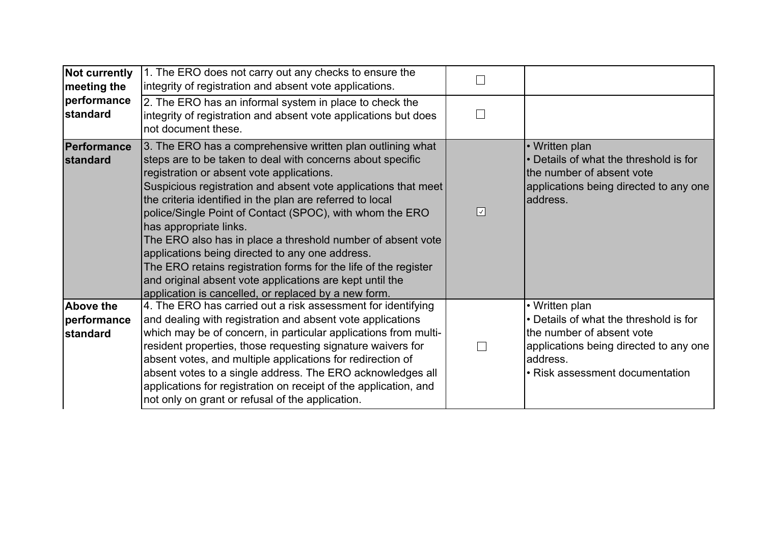| | | | |
|---|---|---|---|
| **Not currently meeting the performance standard** | 1. The ERO does not carry out any checks to ensure the integrity of registration and absent vote applications. | ☐ | |
| | 2. The ERO has an informal system in place to check the integrity of registration and absent vote applications but does not document these. | ☐ | |
| **Performance standard** | 3. The ERO has a comprehensive written plan outlining what steps are to be taken to deal with concerns about specific registration or absent vote applications.<br>Suspicious registration and absent vote applications that meet the criteria identified in the plan are referred to local police/Single Point of Contact (SPOC), with whom the ERO has appropriate links.<br>The ERO also has in place a threshold number of absent vote applications being directed to any one address.<br>The ERO retains registration forms for the life of the register and original absent vote applications are kept until the application is cancelled, or replaced by a new form. | ☑ | • Written plan<br>• Details of what the threshold is for the number of absent vote applications being directed to any one address. |
| **Above the performance standard** | 4. The ERO has carried out a risk assessment for identifying and dealing with registration and absent vote applications which may be of concern, in particular applications from multi-resident properties, those requesting signature waivers for absent votes, and multiple applications for redirection of absent votes to a single address. The ERO acknowledges all applications for registration on receipt of the application, and not only on grant or refusal of the application. | ☐ | • Written plan<br>• Details of what the threshold is for the number of absent vote applications being directed to any one address.<br>• Risk assessment documentation |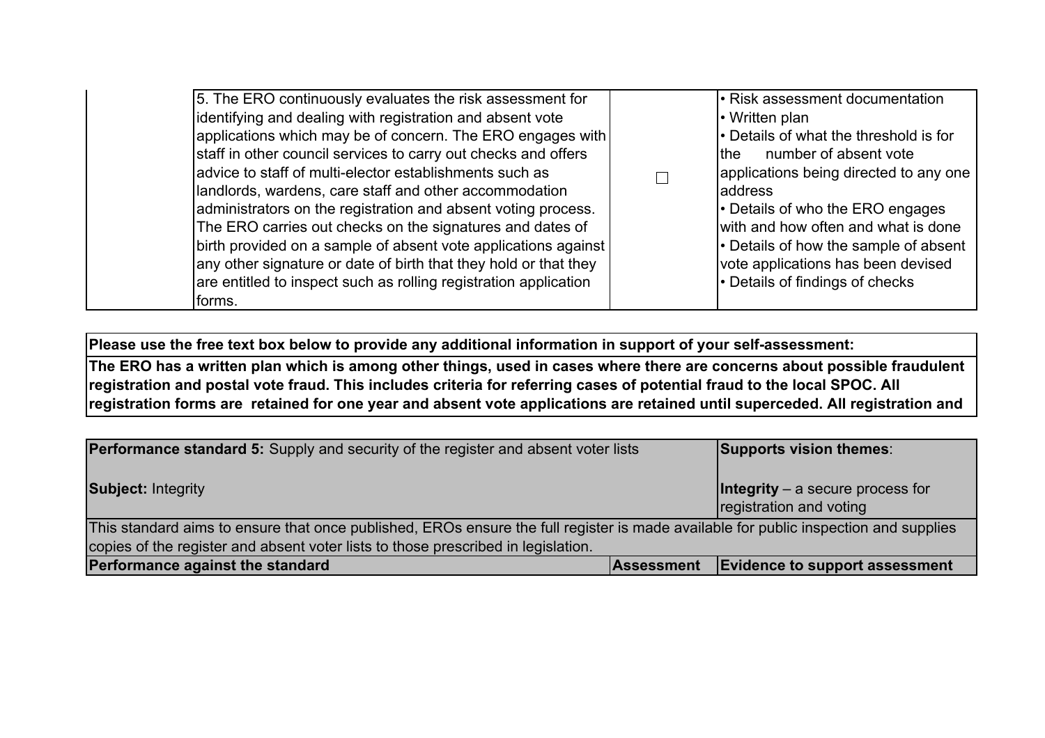| | | | |
|---|---|---|---|
| | 5. The ERO continuously evaluates the risk assessment for identifying and dealing with registration and absent vote applications which may be of concern. The ERO engages with staff in other council services to carry out checks and offers advice to staff of multi-elector establishments such as landlords, wardens, care staff and other accommodation administrators on the registration and absent voting process. The ERO carries out checks on the signatures and dates of birth provided on a sample of absent vote applications against any other signature or date of birth that they hold or that they are entitled to inspect such as rolling registration application forms. | ☐ | • Risk assessment documentation<br>• Written plan<br>• Details of what the threshold is for the number of absent vote applications being directed to any one address<br>• Details of who the ERO engages with and how often and what is done<br>• Details of how the sample of absent vote applications has been devised<br>• Details of findings of checks |

| **Please use the free text box below to provide any additional information in support of your self-assessment:** |
|---|
| **The ERO has a written plan which is among other things, used in cases where there are concerns about possible fraudulent registration and postal vote fraud. This includes criteria for referring cases of potential fraud to the local SPOC. All registration forms are retained for one year and absent vote applications are retained until superceded. All registration and** |

| **Performance standard 5:** Supply and security of the register and absent voter lists<br><br>**Subject:** Integrity | | **Supports vision themes**:<br><br>**Integrity** – a secure process for registration and voting |
|---|---|---|
| This standard aims to ensure that once published, EROs ensure the full register is made available for public inspection and supplies copies of the register and absent voter lists to those prescribed in legislation. | | |
| **Performance against the standard** | **Assessment** | **Evidence to support assessment** |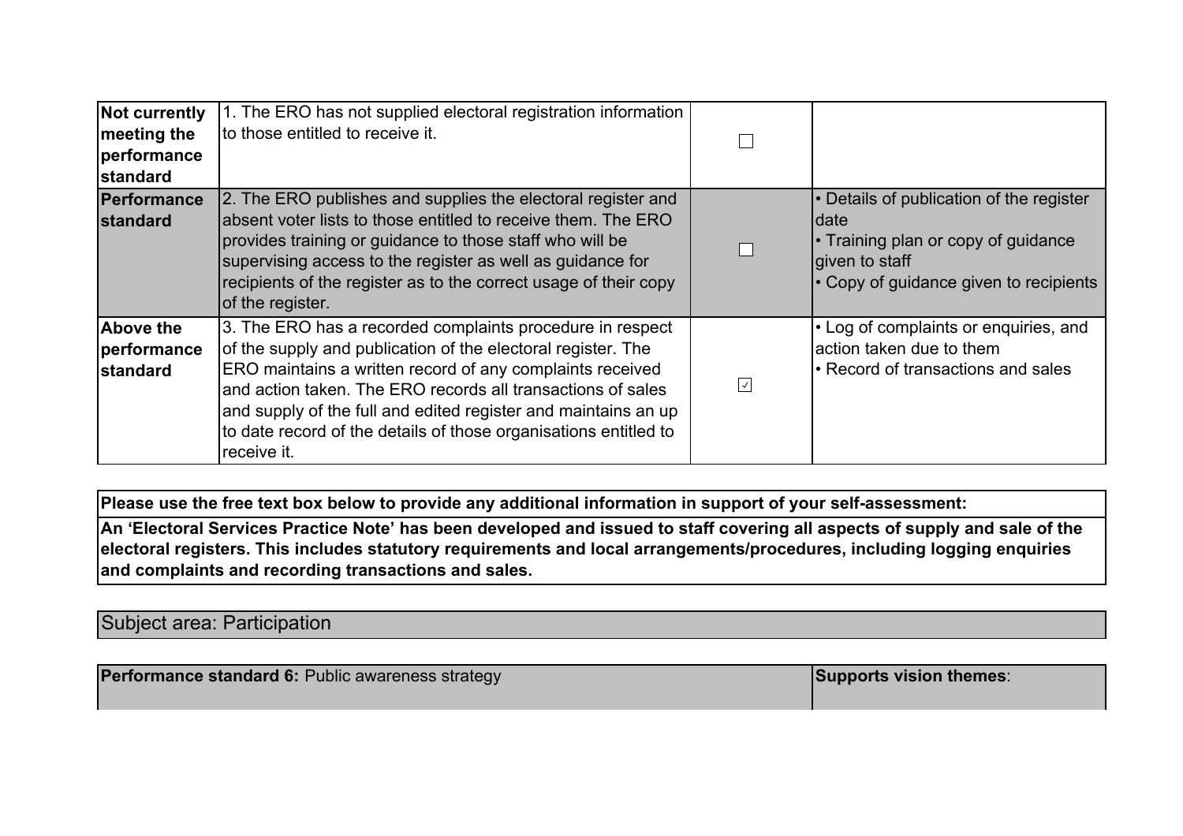| | | | |
|---|---|---|---|
| **Not currently meeting the performance standard** | 1. The ERO has not supplied electoral registration information to those entitled to receive it. | ☐ | |
| **Performance standard** | 2. The ERO publishes and supplies the electoral register and absent voter lists to those entitled to receive them. The ERO provides training or guidance to those staff who will be supervising access to the register as well as guidance for recipients of the register as to the correct usage of their copy of the register. | ☐ | • Details of publication of the register date<br>• Training plan or copy of guidance given to staff<br>• Copy of guidance given to recipients |
| **Above the performance standard** | 3. The ERO has a recorded complaints procedure in respect of the supply and publication of the electoral register. The ERO maintains a written record of any complaints received and action taken. The ERO records all transactions of sales and supply of the full and edited register and maintains an up to date record of the details of those organisations entitled to receive it. | ☑ | • Log of complaints or enquiries, and action taken due to them<br>• Record of transactions and sales |

| Please use the free text box below to provide any additional information in support of your self-assessment: |
|---|
| **An 'Electoral Services Practice Note' has been developed and issued to staff covering all aspects of supply and sale of the electoral registers. This includes statutory requirements and local arrangements/procedures, including logging enquiries and complaints and recording transactions and sales.** |

## Subject area: Participation

| **Performance standard 6:** Public awareness strategy | **Supports vision themes**: |
|---|---|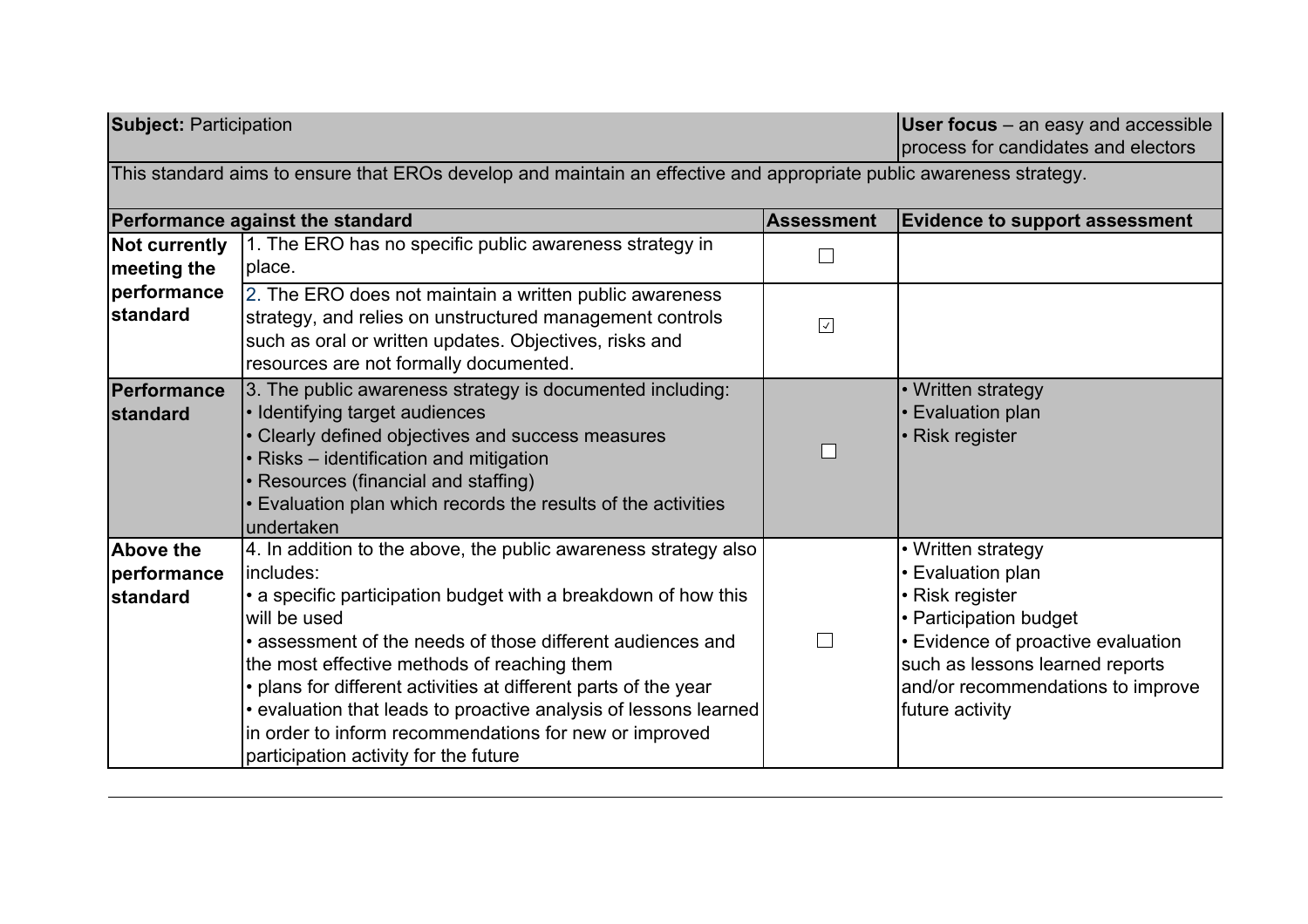| **Subject:** Participation | | | **User focus** – an easy and accessible process for candidates and electors |
|---|---|---|---|
| This standard aims to ensure that EROs develop and maintain an effective and appropriate public awareness strategy. | | | |
| **Performance against the standard** | | **Assessment** | **Evidence to support assessment** |
| **Not currently meeting the performance standard** | 1. The ERO has no specific public awareness strategy in place. | ☐ | |
| | 2. The ERO does not maintain a written public awareness strategy, and relies on unstructured management controls such as oral or written updates. Objectives, risks and resources are not formally documented. | ☑ | |
| **Performance standard** | 3. The public awareness strategy is documented including:<br>• Identifying target audiences<br>• Clearly defined objectives and success measures<br>• Risks – identification and mitigation<br>• Resources (financial and staffing)<br>• Evaluation plan which records the results of the activities undertaken | ☐ | • Written strategy<br>• Evaluation plan<br>• Risk register |
| **Above the performance standard** | 4. In addition to the above, the public awareness strategy also includes:<br>• a specific participation budget with a breakdown of how this will be used<br>• assessment of the needs of those different audiences and the most effective methods of reaching them<br>• plans for different activities at different parts of the year<br>• evaluation that leads to proactive analysis of lessons learned in order to inform recommendations for new or improved participation activity for the future | ☐ | • Written strategy<br>• Evaluation plan<br>• Risk register<br>• Participation budget<br>• Evidence of proactive evaluation such as lessons learned reports and/or recommendations to improve future activity |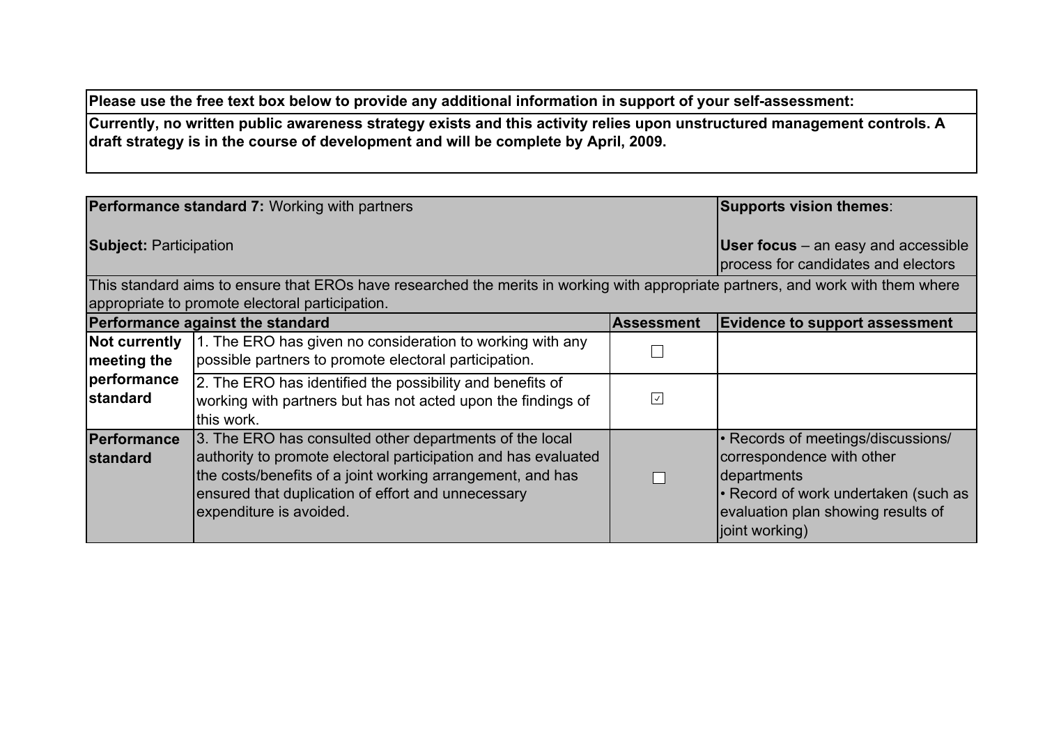| Please use the free text box below to provide any additional information in support of your self-assessment: |
|---|
| **Currently, no written public awareness strategy exists and this activity relies upon unstructured management controls. A draft strategy is in the course of development and will be complete by April, 2009.** |

| **Performance standard 7:** Working with partners<br><br>**Subject:** Participation | | | **Supports vision themes**:<br><br>**User focus** – an easy and accessible process for candidates and electors |
|---|---|---|---|
| This standard aims to ensure that EROs have researched the merits in working with appropriate partners, and work with them where appropriate to promote electoral participation. | | | |
| **Performance against the standard** | | **Assessment** | **Evidence to support assessment** |
| **Not currently meeting the performance standard** | 1. The ERO has given no consideration to working with any possible partners to promote electoral participation. | ☐ | |
| | 2. The ERO has identified the possibility and benefits of working with partners but has not acted upon the findings of this work. | ☑ | |
| **Performance standard** | 3. The ERO has consulted other departments of the local authority to promote electoral participation and has evaluated the costs/benefits of a joint working arrangement, and has ensured that duplication of effort and unnecessary expenditure is avoided. | ☐ | • Records of meetings/discussions/ correspondence with other departments<br>• Record of work undertaken (such as evaluation plan showing results of joint working) |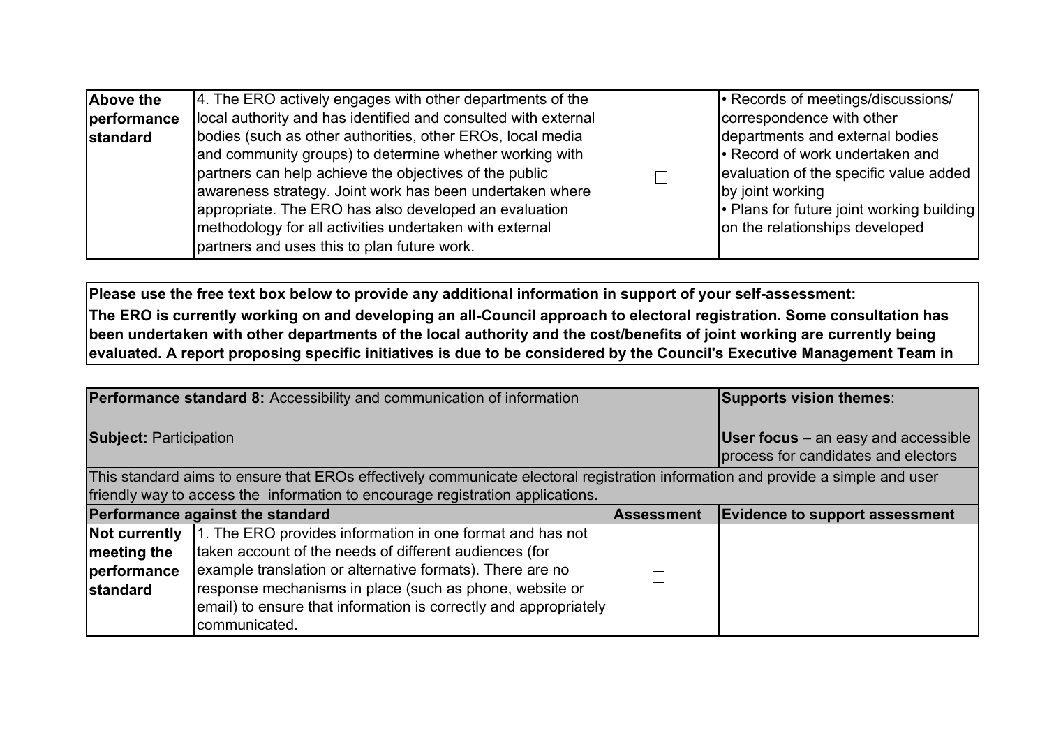| Above the performance standard | 4. The ERO actively engages with other departments of the local authority and has identified and consulted with external bodies (such as other authorities, other EROs, local media and community groups) to determine whether working with partners can help achieve the objectives of the public awareness strategy. Joint work has been undertaken where appropriate. The ERO has also developed an evaluation methodology for all activities undertaken with external partners and uses this to plan future work. | ☐ | • Records of meetings/discussions/ correspondence with other departments and external bodies<br>• Record of work undertaken and evaluation of the specific value added by joint working<br>• Plans for future joint working building on the relationships developed |
|---|---|---|---|

**Please use the free text box below to provide any additional information in support of your self-assessment:**

**The ERO is currently working on and developing an all-Council approach to electoral registration. Some consultation has been undertaken with other departments of the local authority and the cost/benefits of joint working are currently being evaluated. A report proposing specific initiatives is due to be considered by the Council's Executive Management Team in**

| **Performance standard 8:** Accessibility and communication of information<br><br>**Subject:** Participation | | | **Supports vision themes**:<br><br>**User focus** – an easy and accessible process for candidates and electors |
|---|---|---|---|
| This standard aims to ensure that EROs effectively communicate electoral registration information and provide a simple and user friendly way to access the information to encourage registration applications. | | | |
| **Performance against the standard** | | **Assessment** | **Evidence to support assessment** |
| **Not currently meeting the performance standard** | 1. The ERO provides information in one format and has not taken account of the needs of different audiences (for example translation or alternative formats). There are no response mechanisms in place (such as phone, website or email) to ensure that information is correctly and appropriately communicated. | ☐ | |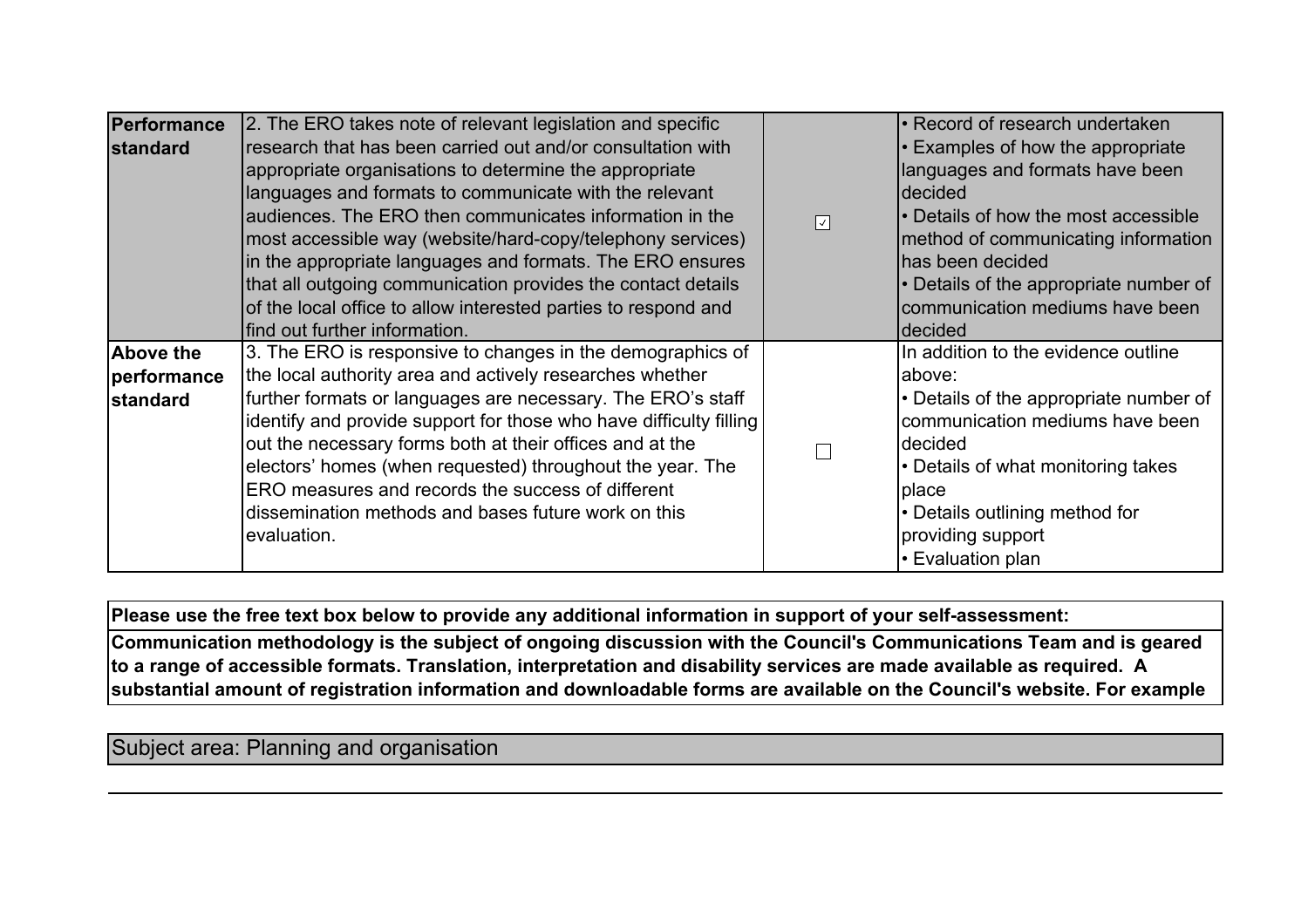| | | | |
|---|---|---|---|
| **Performance standard** | 2. The ERO takes note of relevant legislation and specific research that has been carried out and/or consultation with appropriate organisations to determine the appropriate languages and formats to communicate with the relevant audiences. The ERO then communicates information in the most accessible way (website/hard-copy/telephony services) in the appropriate languages and formats. The ERO ensures that all outgoing communication provides the contact details of the local office to allow interested parties to respond and find out further information. | ☑ | • Record of research undertaken<br>• Examples of how the appropriate languages and formats have been decided<br>• Details of how the most accessible method of communicating information has been decided<br>• Details of the appropriate number of communication mediums have been decided |
| **Above the performance standard** | 3. The ERO is responsive to changes in the demographics of the local authority area and actively researches whether further formats or languages are necessary. The ERO's staff identify and provide support for those who have difficulty filling out the necessary forms both at their offices and at the electors' homes (when requested) throughout the year. The ERO measures and records the success of different dissemination methods and bases future work on this evaluation. | ☐ | In addition to the evidence outline above:<br>• Details of the appropriate number of communication mediums have been decided<br>• Details of what monitoring takes place<br>• Details outlining method for providing support<br>• Evaluation plan |

**Please use the free text box below to provide any additional information in support of your self-assessment:**

**Communication methodology is the subject of ongoing discussion with the Council's Communications Team and is geared to a range of accessible formats. Translation, interpretation and disability services are made available as required. A substantial amount of registration information and downloadable forms are available on the Council's website. For example**

Subject area: Planning and organisation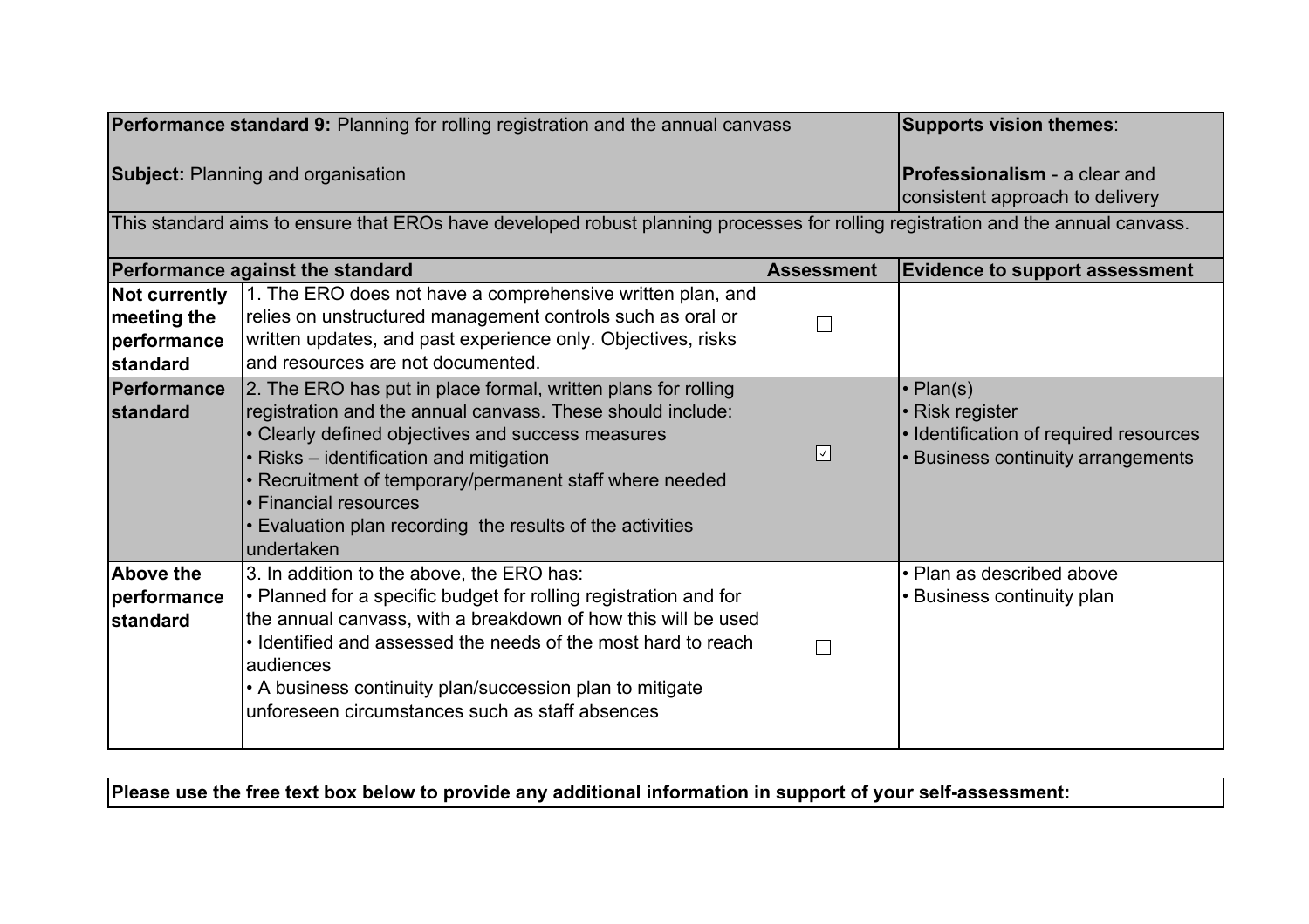| **Performance standard 9:** Planning for rolling registration and the annual canvass<br><br>**Subject:** Planning and organisation | | | **Supports vision themes**:<br><br>**Professionalism** - a clear and consistent approach to delivery |
|---|---|---|---|
| This standard aims to ensure that EROs have developed robust planning processes for rolling registration and the annual canvass. | | | |
| **Performance against the standard** | | **Assessment** | **Evidence to support assessment** |
| **Not currently meeting the performance standard** | 1. The ERO does not have a comprehensive written plan, and relies on unstructured management controls such as oral or written updates, and past experience only. Objectives, risks and resources are not documented. | ☐ | |
| **Performance standard** | 2. The ERO has put in place formal, written plans for rolling registration and the annual canvass. These should include:<br>• Clearly defined objectives and success measures<br>• Risks – identification and mitigation<br>• Recruitment of temporary/permanent staff where needed<br>• Financial resources<br>• Evaluation plan recording the results of the activities undertaken | ☑ | • Plan(s)<br>• Risk register<br>• Identification of required resources<br>• Business continuity arrangements |
| **Above the performance standard** | 3. In addition to the above, the ERO has:<br>• Planned for a specific budget for rolling registration and for the annual canvass, with a breakdown of how this will be used<br>• Identified and assessed the needs of the most hard to reach audiences<br>• A business continuity plan/succession plan to mitigate unforeseen circumstances such as staff absences | ☐ | • Plan as described above<br>• Business continuity plan |

**Please use the free text box below to provide any additional information in support of your self-assessment:**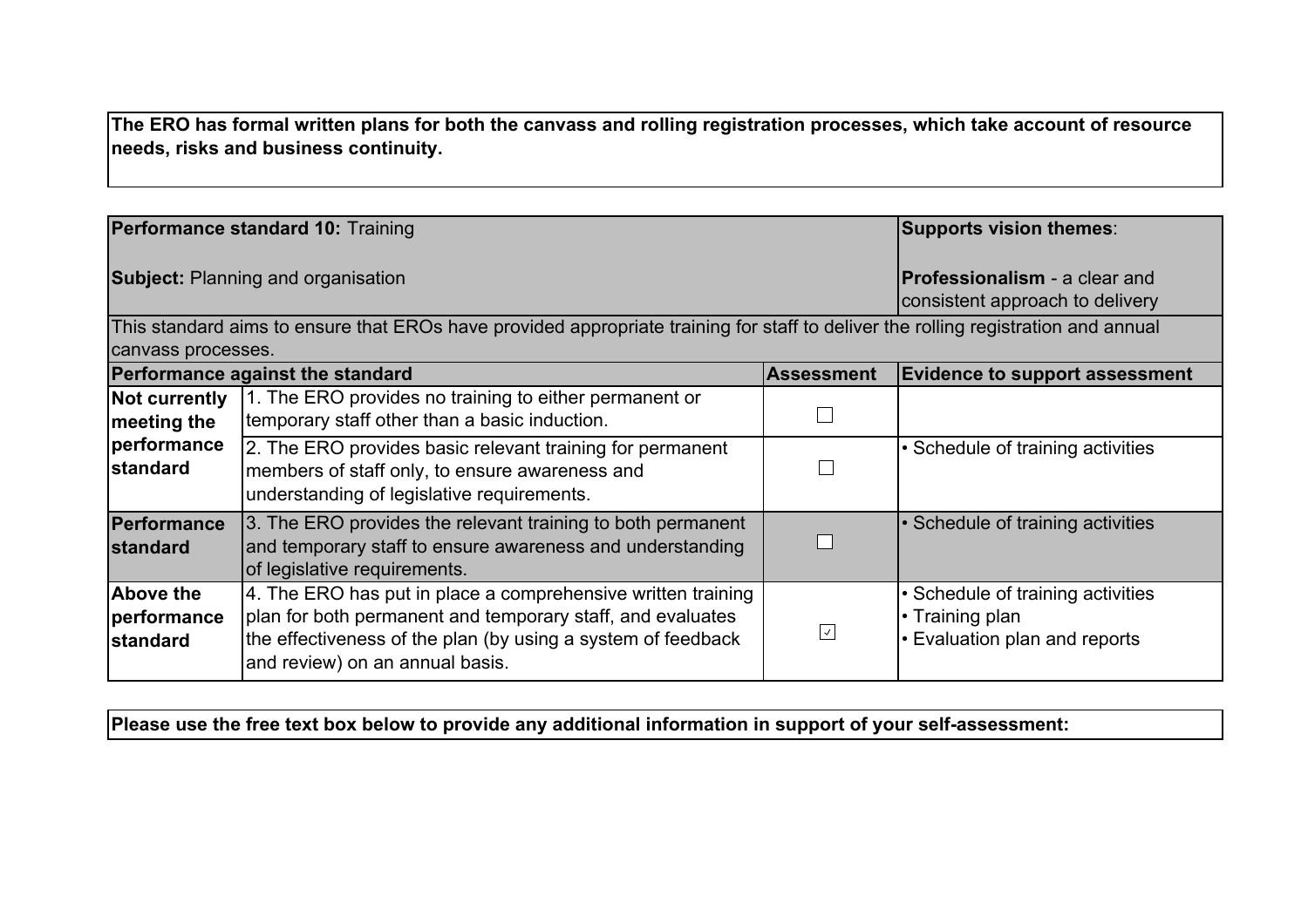**The ERO has formal written plans for both the canvass and rolling registration processes, which take account of resource needs, risks and business continuity.**

| **Performance standard 10:** Training<br><br>**Subject:** Planning and organisation | | | **Supports vision themes**:<br><br>**Professionalism** - a clear and consistent approach to delivery |
|---|---|---|---|
| This standard aims to ensure that EROs have provided appropriate training for staff to deliver the rolling registration and annual canvass processes. | | | |
| **Performance against the standard** | | **Assessment** | **Evidence to support assessment** |
| **Not currently meeting the performance standard** | 1. The ERO provides no training to either permanent or temporary staff other than a basic induction. | ☐ | |
| | 2. The ERO provides basic relevant training for permanent members of staff only, to ensure awareness and understanding of legislative requirements. | ☐ | • Schedule of training activities |
| **Performance standard** | 3. The ERO provides the relevant training to both permanent and temporary staff to ensure awareness and understanding of legislative requirements. | ☐ | • Schedule of training activities |
| **Above the performance standard** | 4. The ERO has put in place a comprehensive written training plan for both permanent and temporary staff, and evaluates the effectiveness of the plan (by using a system of feedback and review) on an annual basis. | ☑ | • Schedule of training activities<br>• Training plan<br>• Evaluation plan and reports |

**Please use the free text box below to provide any additional information in support of your self-assessment:**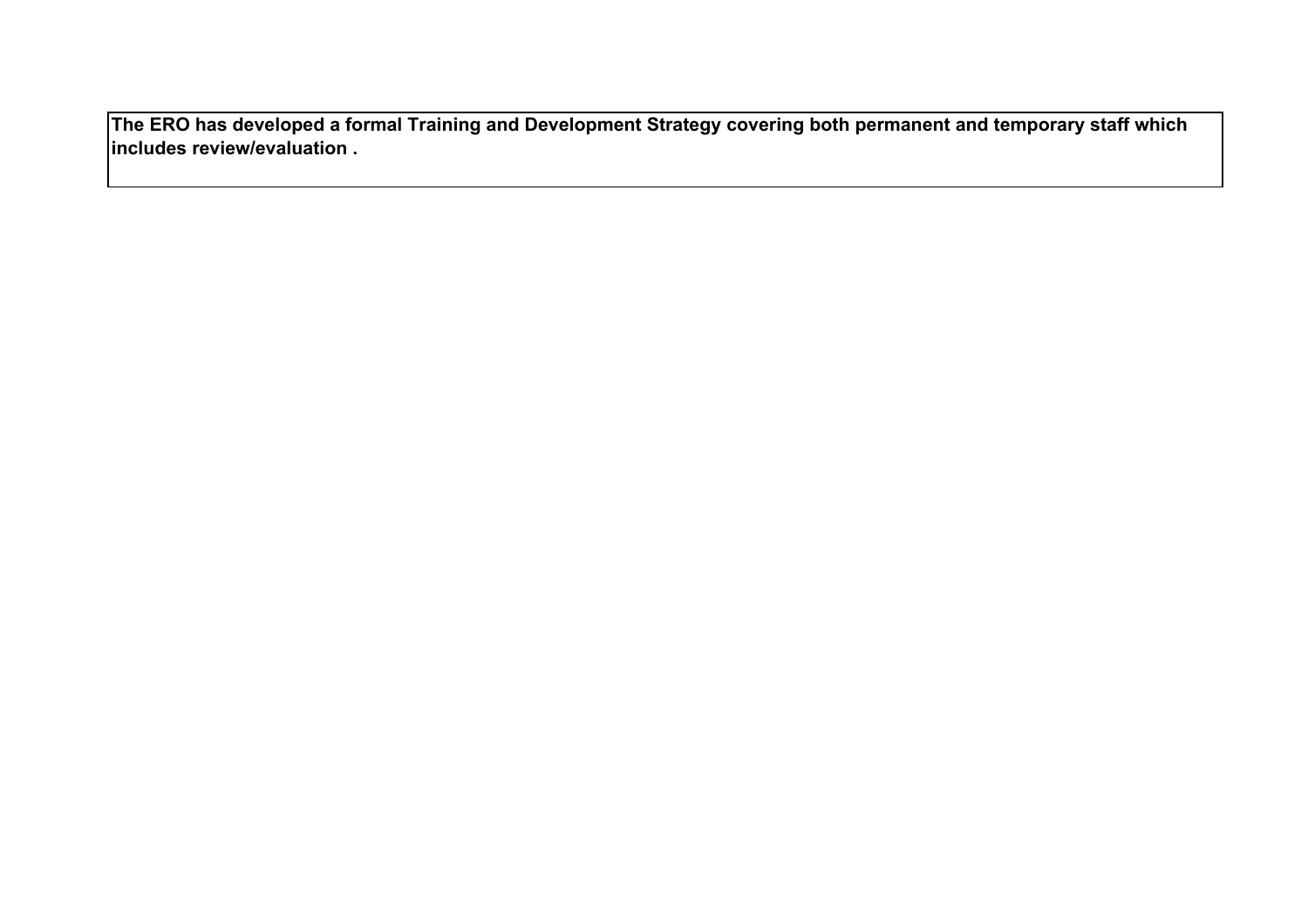**The ERO has developed a formal Training and Development Strategy covering both permanent and temporary staff which includes review/evaluation .**